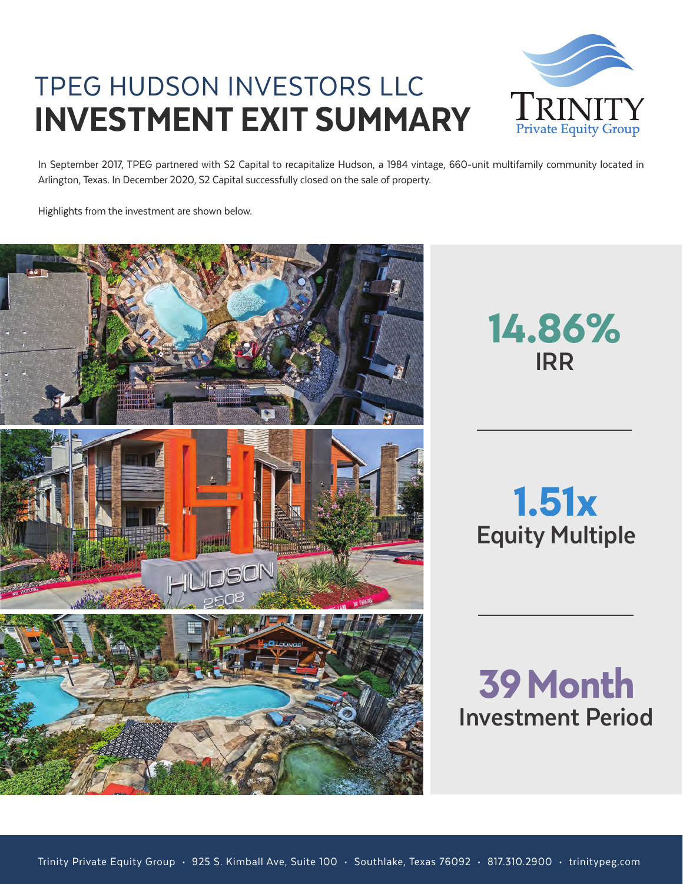# TPEG HUDSON INVESTORS LLC

# INVESTMENT EXIT SUMMARY

Trinity Private Equity Group

In September 2017, TPEG partnered with S2 Capital to recapitalize Hudson, a 1984 vintage, 660-unit multifamily community located in Arlington, Texas. In December 2020, S2 Capital successfully closed on the sale of property.

Highlights from the investment are shown below.

**14.86%**
**IRR**

**1.51x**
**Equity Multiple**

**39 Month**
**Investment Period**

Trinity Private Equity Group • 925 S. Kimball Ave, Suite 100 • Southlake, Texas 76092 • 817.310.2900 • trinitypeg.com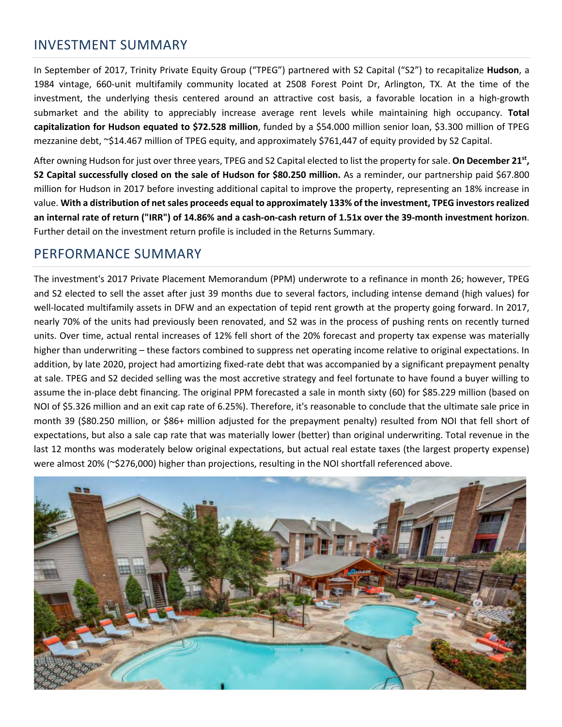## INVESTMENT SUMMARY

In September of 2017, Trinity Private Equity Group ("TPEG") partnered with S2 Capital ("S2") to recapitalize **Hudson**, a 1984 vintage, 660-unit multifamily community located at 2508 Forest Point Dr, Arlington, TX. At the time of the investment, the underlying thesis centered around an attractive cost basis, a favorable location in a high-growth submarket and the ability to appreciably increase average rent levels while maintaining high occupancy. **Total capitalization for Hudson equated to $72.528 million**, funded by a $54.000 million senior loan, $3.300 million of TPEG mezzanine debt, ~$14.467 million of TPEG equity, and approximately $761,447 of equity provided by S2 Capital.

After owning Hudson for just over three years, TPEG and S2 Capital elected to list the property for sale. **On December 21st, S2 Capital successfully closed on the sale of Hudson for $80.250 million.** As a reminder, our partnership paid $67.800 million for Hudson in 2017 before investing additional capital to improve the property, representing an 18% increase in value. **With a distribution of net sales proceeds equal to approximately 133% of the investment, TPEG investors realized an internal rate of return ("IRR") of 14.86% and a cash-on-cash return of 1.51x over the 39-month investment horizon**. Further detail on the investment return profile is included in the Returns Summary.

## PERFORMANCE SUMMARY

The investment's 2017 Private Placement Memorandum (PPM) underwrote to a refinance in month 26; however, TPEG and S2 elected to sell the asset after just 39 months due to several factors, including intense demand (high values) for well-located multifamily assets in DFW and an expectation of tepid rent growth at the property going forward. In 2017, nearly 70% of the units had previously been renovated, and S2 was in the process of pushing rents on recently turned units. Over time, actual rental increases of 12% fell short of the 20% forecast and property tax expense was materially higher than underwriting – these factors combined to suppress net operating income relative to original expectations. In addition, by late 2020, project had amortizing fixed-rate debt that was accompanied by a significant prepayment penalty at sale. TPEG and S2 decided selling was the most accretive strategy and feel fortunate to have found a buyer willing to assume the in-place debt financing. The original PPM forecasted a sale in month sixty (60) for $85.229 million (based on NOI of $5.326 million and an exit cap rate of 6.25%). Therefore, it's reasonable to conclude that the ultimate sale price in month 39 ($80.250 million, or $86+ million adjusted for the prepayment penalty) resulted from NOI that fell short of expectations, but also a sale cap rate that was materially lower (better) than original underwriting. Total revenue in the last 12 months was moderately below original expectations, but actual real estate taxes (the largest property expense) were almost 20% (~$276,000) higher than projections, resulting in the NOI shortfall referenced above.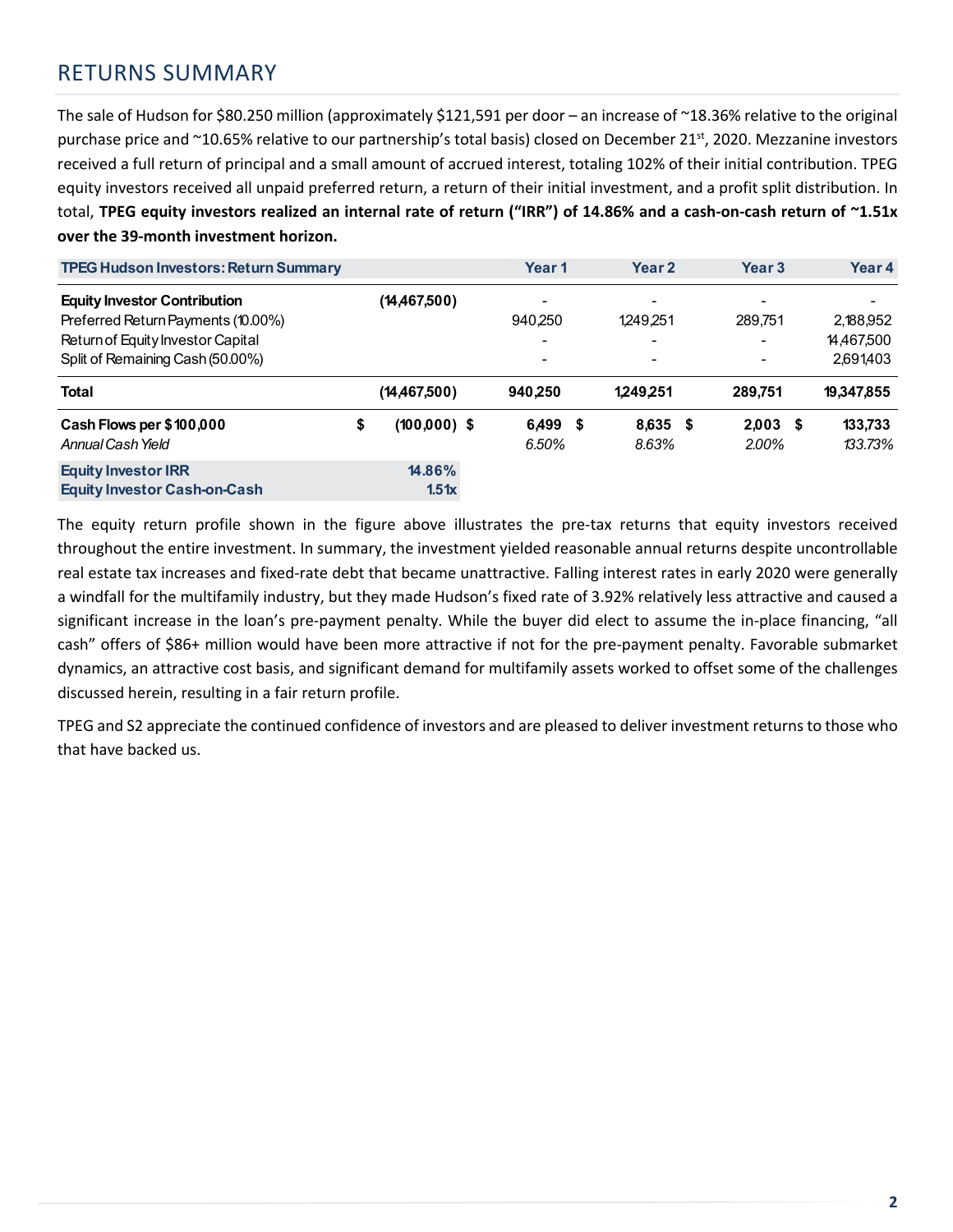## RETURNS SUMMARY

The sale of Hudson for $80.250 million (approximately $121,591 per door – an increase of ~18.36% relative to the original purchase price and ~10.65% relative to our partnership's total basis) closed on December 21st, 2020. Mezzanine investors received a full return of principal and a small amount of accrued interest, totaling 102% of their initial contribution. TPEG equity investors received all unpaid preferred return, a return of their initial investment, and a profit split distribution. In total, **TPEG equity investors realized an internal rate of return ("IRR") of 14.86% and a cash-on-cash return of ~1.51x over the 39-month investment horizon.**

| TPEG Hudson Investors: Return Summary | | Year 1 | Year 2 | Year 3 | Year 4 |
|---|---|---|---|---|---|
| **Equity Investor Contribution** | **(14,467,500)** | - | - | - | - |
| Preferred Return Payments (10.00%) | | 940,250 | 1,249,251 | 289,751 | 2,188,952 |
| Return of Equity Investor Capital | | - | - | - | 14,467,500 |
| Split of Remaining Cash (50.00%) | | - | - | - | 2,691,403 |
| **Total** | **(14,467,500)** | **940,250** | **1,249,251** | **289,751** | **19,347,855** |
| **Cash Flows per $100,000** | **$ (100,000)** | **$ 6,499** | **$ 8,635** | **$ 2,003** | **$ 133,733** |
| *Annual Cash Yield* | | *6.50%* | *8.63%* | *2.00%* | *133.73%* |
| **Equity Investor IRR** | **14.86%** | | | | |
| **Equity Investor Cash-on-Cash** | **1.51x** | | | | |

The equity return profile shown in the figure above illustrates the pre-tax returns that equity investors received throughout the entire investment. In summary, the investment yielded reasonable annual returns despite uncontrollable real estate tax increases and fixed-rate debt that became unattractive. Falling interest rates in early 2020 were generally a windfall for the multifamily industry, but they made Hudson's fixed rate of 3.92% relatively less attractive and caused a significant increase in the loan's pre-payment penalty. While the buyer did elect to assume the in-place financing, "all cash" offers of $86+ million would have been more attractive if not for the pre-payment penalty. Favorable submarket dynamics, an attractive cost basis, and significant demand for multifamily assets worked to offset some of the challenges discussed herein, resulting in a fair return profile.

TPEG and S2 appreciate the continued confidence of investors and are pleased to deliver investment returns to those who that have backed us.